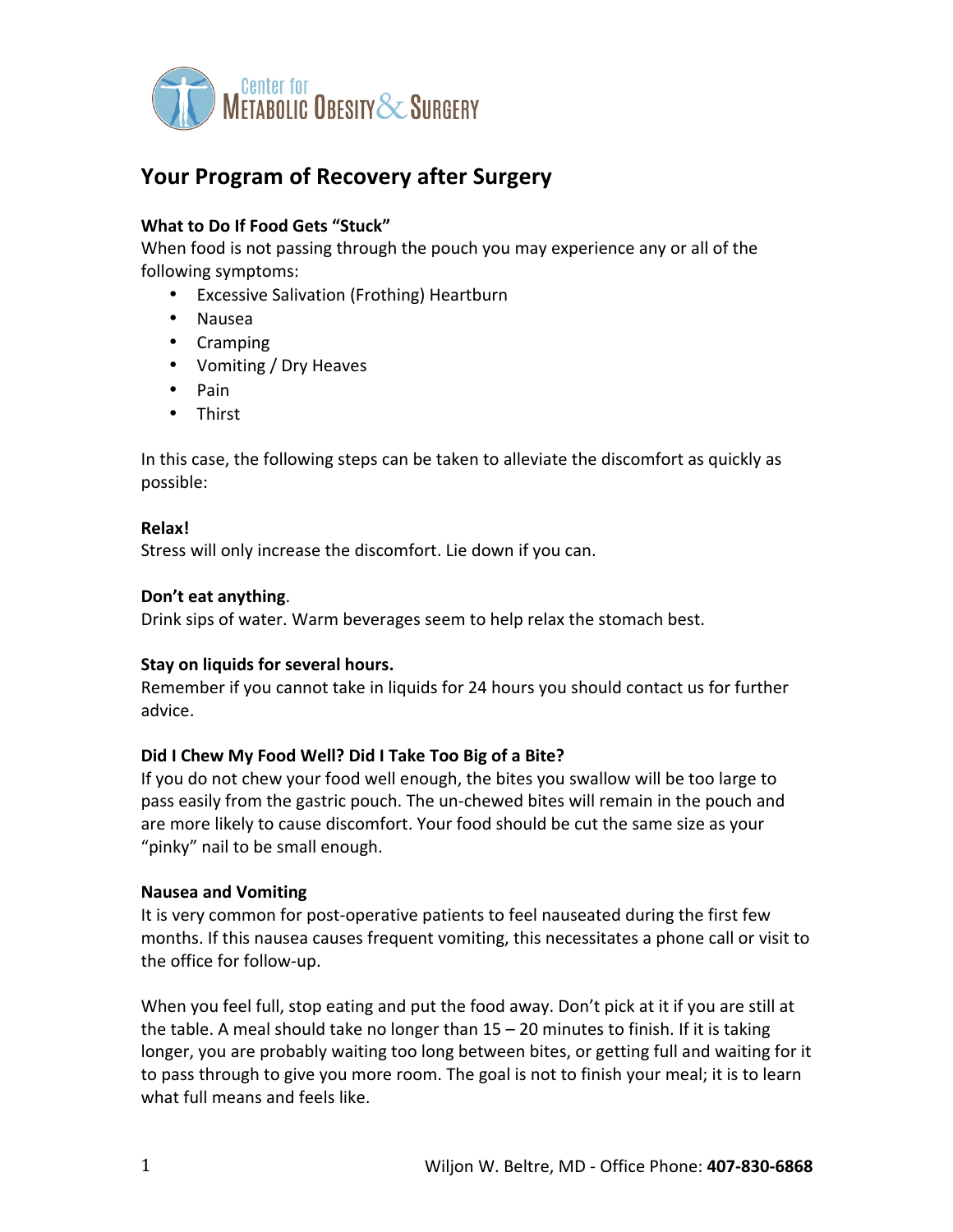Center for Metabolic Obesity & Surgery

# Your Program of Recovery after Surgery

**What to Do If Food Gets "Stuck"**

When food is not passing through the pouch you may experience any or all of the following symptoms:

- Excessive Salivation (Frothing) Heartburn
- Nausea
- Cramping
- Vomiting / Dry Heaves
- Pain
- Thirst

In this case, the following steps can be taken to alleviate the discomfort as quickly as possible:

**Relax!**

Stress will only increase the discomfort. Lie down if you can.

**Don't eat anything**.

Drink sips of water. Warm beverages seem to help relax the stomach best.

**Stay on liquids for several hours.**

Remember if you cannot take in liquids for 24 hours you should contact us for further advice.

**Did I Chew My Food Well? Did I Take Too Big of a Bite?**

If you do not chew your food well enough, the bites you swallow will be too large to pass easily from the gastric pouch. The un-chewed bites will remain in the pouch and are more likely to cause discomfort. Your food should be cut the same size as your "pinky" nail to be small enough.

**Nausea and Vomiting**

It is very common for post-operative patients to feel nauseated during the first few months. If this nausea causes frequent vomiting, this necessitates a phone call or visit to the office for follow-up.

When you feel full, stop eating and put the food away. Don't pick at it if you are still at the table. A meal should take no longer than 15 – 20 minutes to finish. If it is taking longer, you are probably waiting too long between bites, or getting full and waiting for it to pass through to give you more room. The goal is not to finish your meal; it is to learn what full means and feels like.

Wiljon W. Beltre, MD - Office Phone: **407-830-6868**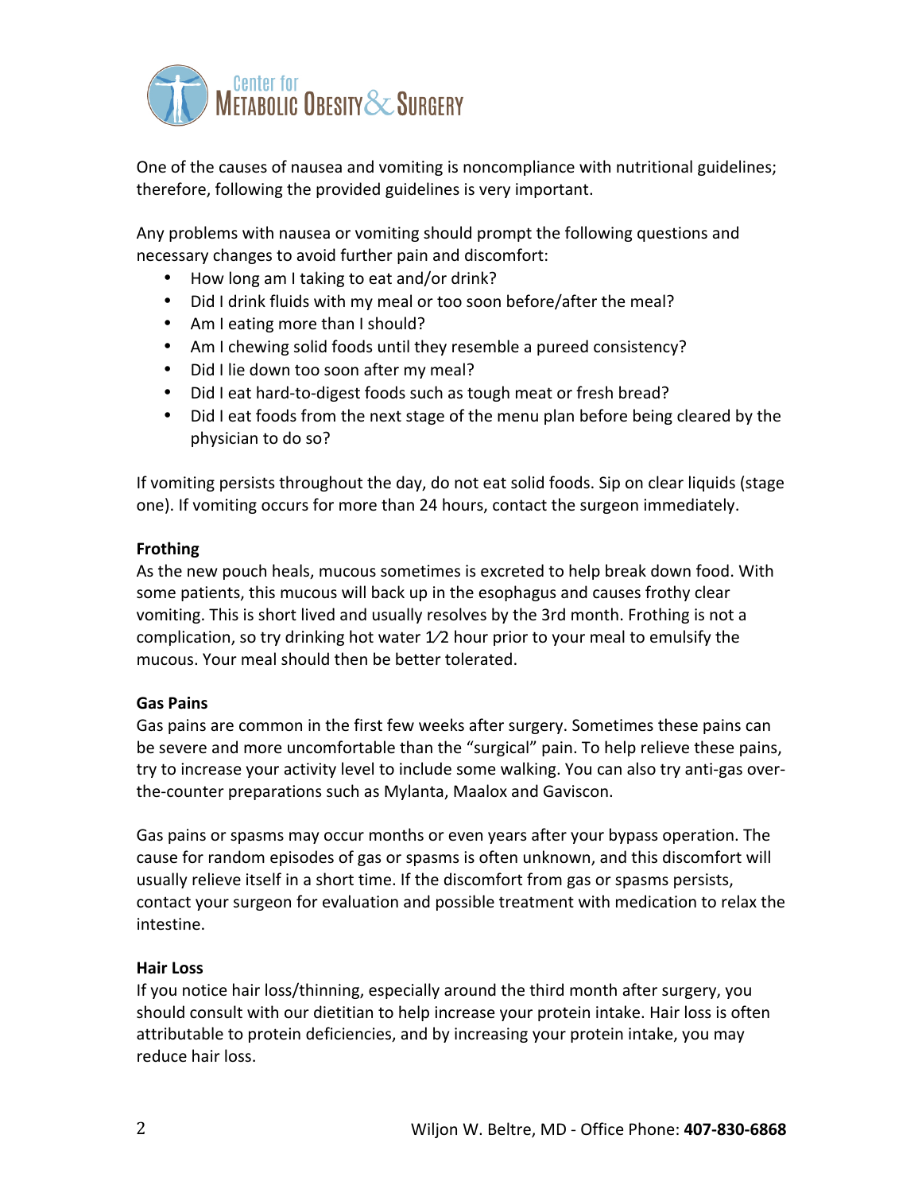One of the causes of nausea and vomiting is noncompliance with nutritional guidelines; therefore, following the provided guidelines is very important.

Any problems with nausea or vomiting should prompt the following questions and necessary changes to avoid further pain and discomfort:

- How long am I taking to eat and/or drink?
- Did I drink fluids with my meal or too soon before/after the meal?
- Am I eating more than I should?
- Am I chewing solid foods until they resemble a pureed consistency?
- Did I lie down too soon after my meal?
- Did I eat hard-to-digest foods such as tough meat or fresh bread?
- Did I eat foods from the next stage of the menu plan before being cleared by the physician to do so?

If vomiting persists throughout the day, do not eat solid foods. Sip on clear liquids (stage one). If vomiting occurs for more than 24 hours, contact the surgeon immediately.

**Frothing**

As the new pouch heals, mucous sometimes is excreted to help break down food. With some patients, this mucous will back up in the esophagus and causes frothy clear vomiting. This is short lived and usually resolves by the 3rd month. Frothing is not a complication, so try drinking hot water 1⁄2 hour prior to your meal to emulsify the mucous. Your meal should then be better tolerated.

**Gas Pains**

Gas pains are common in the first few weeks after surgery. Sometimes these pains can be severe and more uncomfortable than the "surgical" pain. To help relieve these pains, try to increase your activity level to include some walking. You can also try anti-gas over-the-counter preparations such as Mylanta, Maalox and Gaviscon.

Gas pains or spasms may occur months or even years after your bypass operation. The cause for random episodes of gas or spasms is often unknown, and this discomfort will usually relieve itself in a short time. If the discomfort from gas or spasms persists, contact your surgeon for evaluation and possible treatment with medication to relax the intestine.

**Hair Loss**

If you notice hair loss/thinning, especially around the third month after surgery, you should consult with our dietitian to help increase your protein intake. Hair loss is often attributable to protein deficiencies, and by increasing your protein intake, you may reduce hair loss.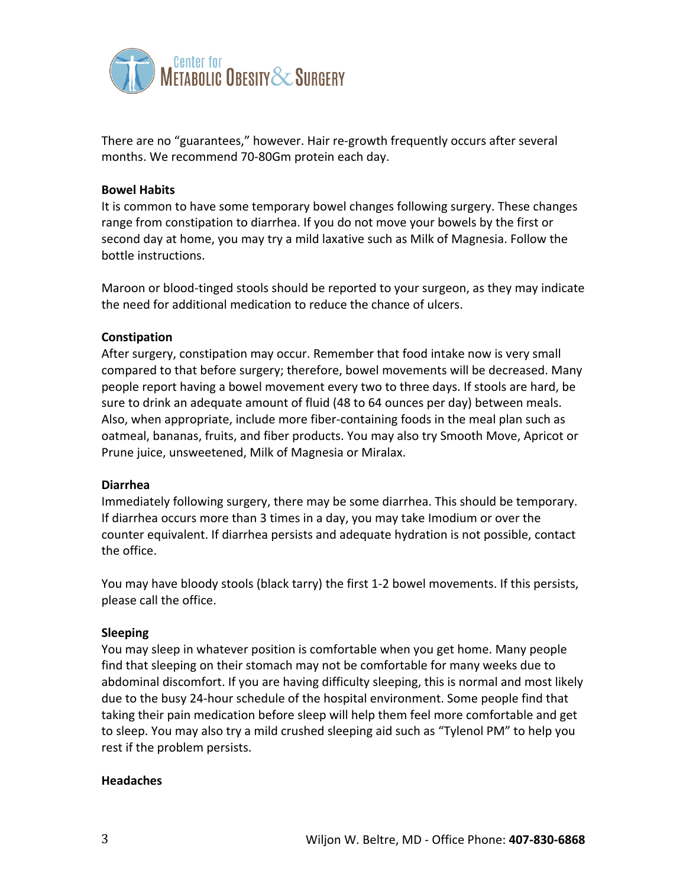There are no "guarantees," however. Hair re-growth frequently occurs after several months. We recommend 70-80Gm protein each day.

**Bowel Habits**

It is common to have some temporary bowel changes following surgery. These changes range from constipation to diarrhea. If you do not move your bowels by the first or second day at home, you may try a mild laxative such as Milk of Magnesia. Follow the bottle instructions.

Maroon or blood-tinged stools should be reported to your surgeon, as they may indicate the need for additional medication to reduce the chance of ulcers.

**Constipation**

After surgery, constipation may occur. Remember that food intake now is very small compared to that before surgery; therefore, bowel movements will be decreased. Many people report having a bowel movement every two to three days. If stools are hard, be sure to drink an adequate amount of fluid (48 to 64 ounces per day) between meals. Also, when appropriate, include more fiber-containing foods in the meal plan such as oatmeal, bananas, fruits, and fiber products. You may also try Smooth Move, Apricot or Prune juice, unsweetened, Milk of Magnesia or Miralax.

**Diarrhea**

Immediately following surgery, there may be some diarrhea. This should be temporary. If diarrhea occurs more than 3 times in a day, you may take Imodium or over the counter equivalent. If diarrhea persists and adequate hydration is not possible, contact the office.

You may have bloody stools (black tarry) the first 1-2 bowel movements. If this persists, please call the office.

**Sleeping**

You may sleep in whatever position is comfortable when you get home. Many people find that sleeping on their stomach may not be comfortable for many weeks due to abdominal discomfort. If you are having difficulty sleeping, this is normal and most likely due to the busy 24-hour schedule of the hospital environment. Some people find that taking their pain medication before sleep will help them feel more comfortable and get to sleep. You may also try a mild crushed sleeping aid such as "Tylenol PM" to help you rest if the problem persists.

**Headaches**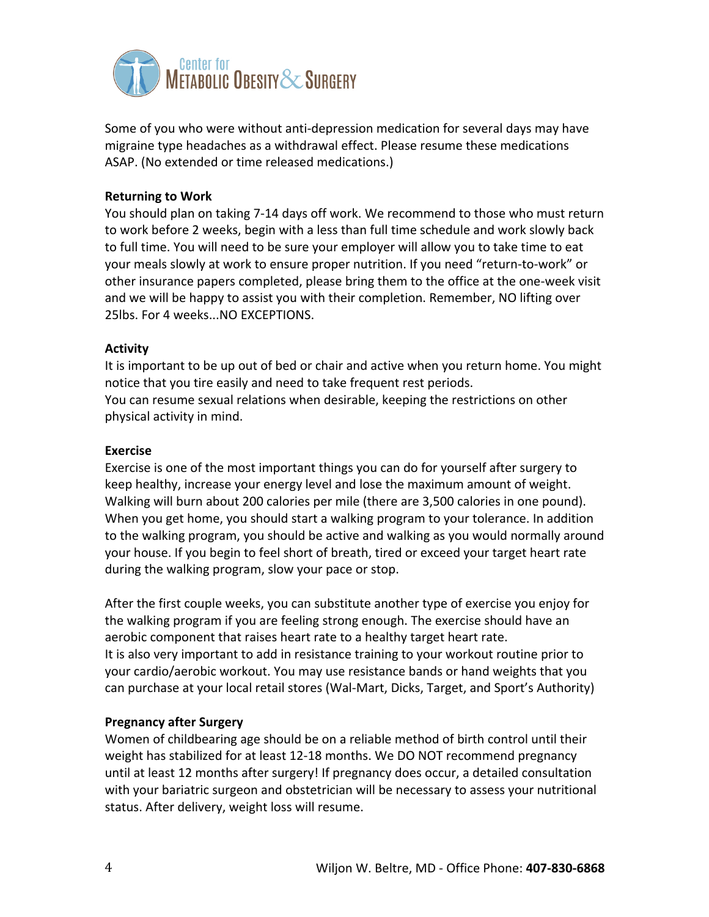Some of you who were without anti-depression medication for several days may have migraine type headaches as a withdrawal effect. Please resume these medications ASAP. (No extended or time released medications.)

**Returning to Work**

You should plan on taking 7-14 days off work. We recommend to those who must return to work before 2 weeks, begin with a less than full time schedule and work slowly back to full time. You will need to be sure your employer will allow you to take time to eat your meals slowly at work to ensure proper nutrition. If you need "return-to-work" or other insurance papers completed, please bring them to the office at the one-week visit and we will be happy to assist you with their completion. Remember, NO lifting over 25lbs. For 4 weeks...NO EXCEPTIONS.

**Activity**

It is important to be up out of bed or chair and active when you return home. You might notice that you tire easily and need to take frequent rest periods.
You can resume sexual relations when desirable, keeping the restrictions on other physical activity in mind.

**Exercise**

Exercise is one of the most important things you can do for yourself after surgery to keep healthy, increase your energy level and lose the maximum amount of weight. Walking will burn about 200 calories per mile (there are 3,500 calories in one pound). When you get home, you should start a walking program to your tolerance. In addition to the walking program, you should be active and walking as you would normally around your house. If you begin to feel short of breath, tired or exceed your target heart rate during the walking program, slow your pace or stop.

After the first couple weeks, you can substitute another type of exercise you enjoy for the walking program if you are feeling strong enough. The exercise should have an aerobic component that raises heart rate to a healthy target heart rate.
It is also very important to add in resistance training to your workout routine prior to your cardio/aerobic workout. You may use resistance bands or hand weights that you can purchase at your local retail stores (Wal-Mart, Dicks, Target, and Sport's Authority)

**Pregnancy after Surgery**

Women of childbearing age should be on a reliable method of birth control until their weight has stabilized for at least 12-18 months. We DO NOT recommend pregnancy until at least 12 months after surgery! If pregnancy does occur, a detailed consultation with your bariatric surgeon and obstetrician will be necessary to assess your nutritional status. After delivery, weight loss will resume.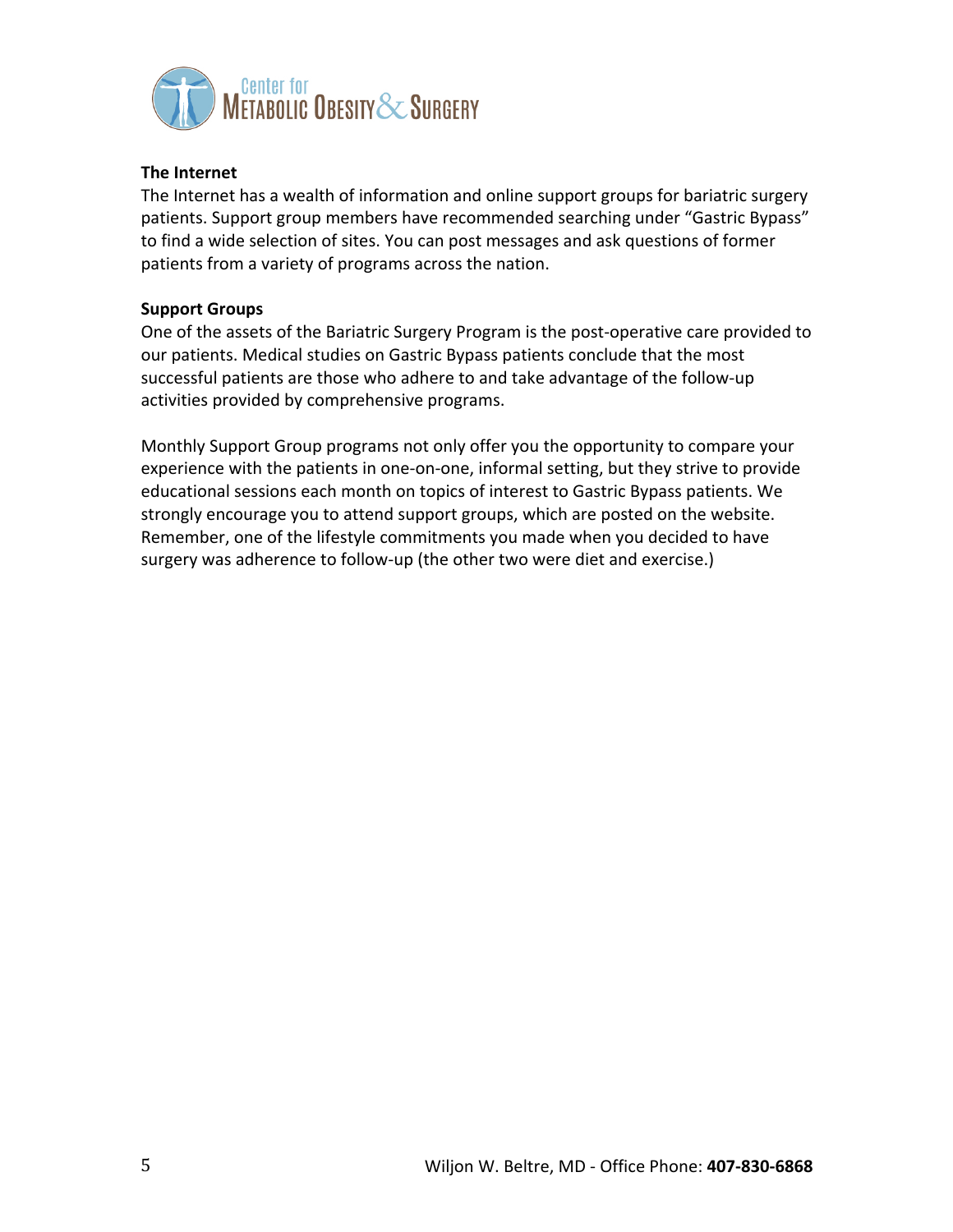**The Internet**

The Internet has a wealth of information and online support groups for bariatric surgery patients. Support group members have recommended searching under "Gastric Bypass" to find a wide selection of sites. You can post messages and ask questions of former patients from a variety of programs across the nation.

**Support Groups**

One of the assets of the Bariatric Surgery Program is the post-operative care provided to our patients. Medical studies on Gastric Bypass patients conclude that the most successful patients are those who adhere to and take advantage of the follow-up activities provided by comprehensive programs.

Monthly Support Group programs not only offer you the opportunity to compare your experience with the patients in one-on-one, informal setting, but they strive to provide educational sessions each month on topics of interest to Gastric Bypass patients. We strongly encourage you to attend support groups, which are posted on the website. Remember, one of the lifestyle commitments you made when you decided to have surgery was adherence to follow-up (the other two were diet and exercise.)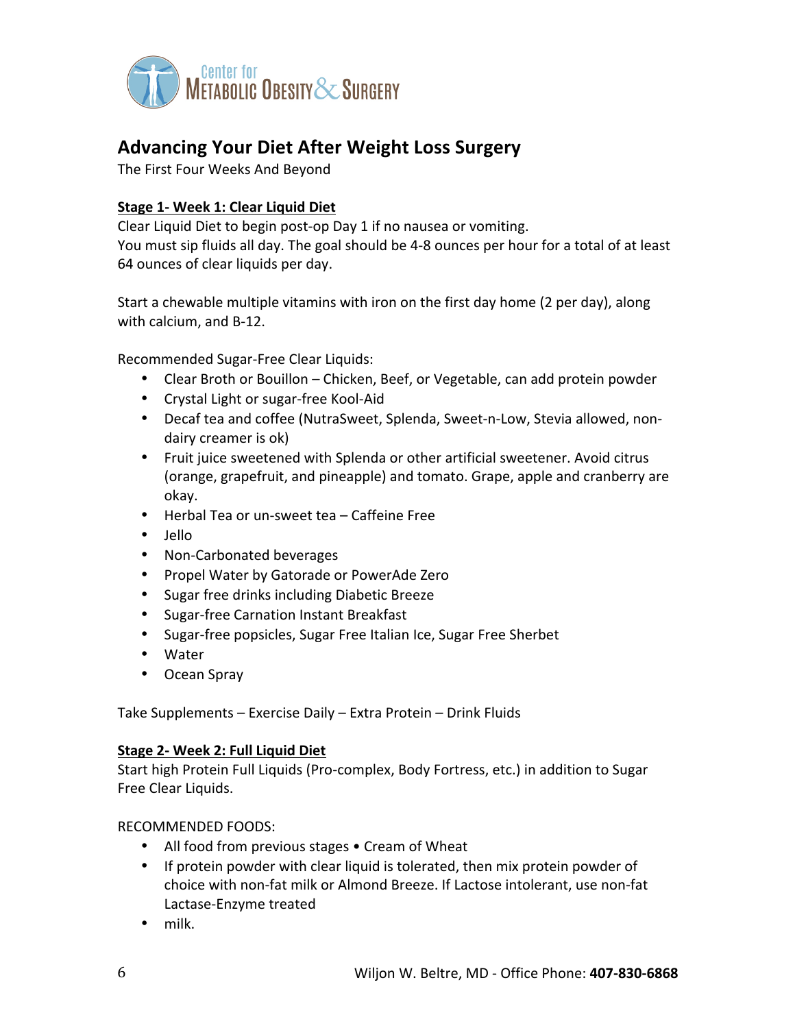## Advancing Your Diet After Weight Loss Surgery

The First Four Weeks And Beyond

**Stage 1- Week 1: Clear Liquid Diet**

Clear Liquid Diet to begin post-op Day 1 if no nausea or vomiting.
You must sip fluids all day. The goal should be 4-8 ounces per hour for a total of at least 64 ounces of clear liquids per day.

Start a chewable multiple vitamins with iron on the first day home (2 per day), along with calcium, and B-12.

Recommended Sugar-Free Clear Liquids:

- Clear Broth or Bouillon – Chicken, Beef, or Vegetable, can add protein powder
- Crystal Light or sugar-free Kool-Aid
- Decaf tea and coffee (NutraSweet, Splenda, Sweet-n-Low, Stevia allowed, non-dairy creamer is ok)
- Fruit juice sweetened with Splenda or other artificial sweetener. Avoid citrus (orange, grapefruit, and pineapple) and tomato. Grape, apple and cranberry are okay.
- Herbal Tea or un-sweet tea – Caffeine Free
- Jello
- Non-Carbonated beverages
- Propel Water by Gatorade or PowerAde Zero
- Sugar free drinks including Diabetic Breeze
- Sugar-free Carnation Instant Breakfast
- Sugar-free popsicles, Sugar Free Italian Ice, Sugar Free Sherbet
- Water
- Ocean Spray

Take Supplements – Exercise Daily – Extra Protein – Drink Fluids

**Stage 2- Week 2: Full Liquid Diet**

Start high Protein Full Liquids (Pro-complex, Body Fortress, etc.) in addition to Sugar Free Clear Liquids.

RECOMMENDED FOODS:

- All food from previous stages • Cream of Wheat
- If protein powder with clear liquid is tolerated, then mix protein powder of choice with non-fat milk or Almond Breeze. If Lactose intolerant, use non-fat Lactase-Enzyme treated
- milk.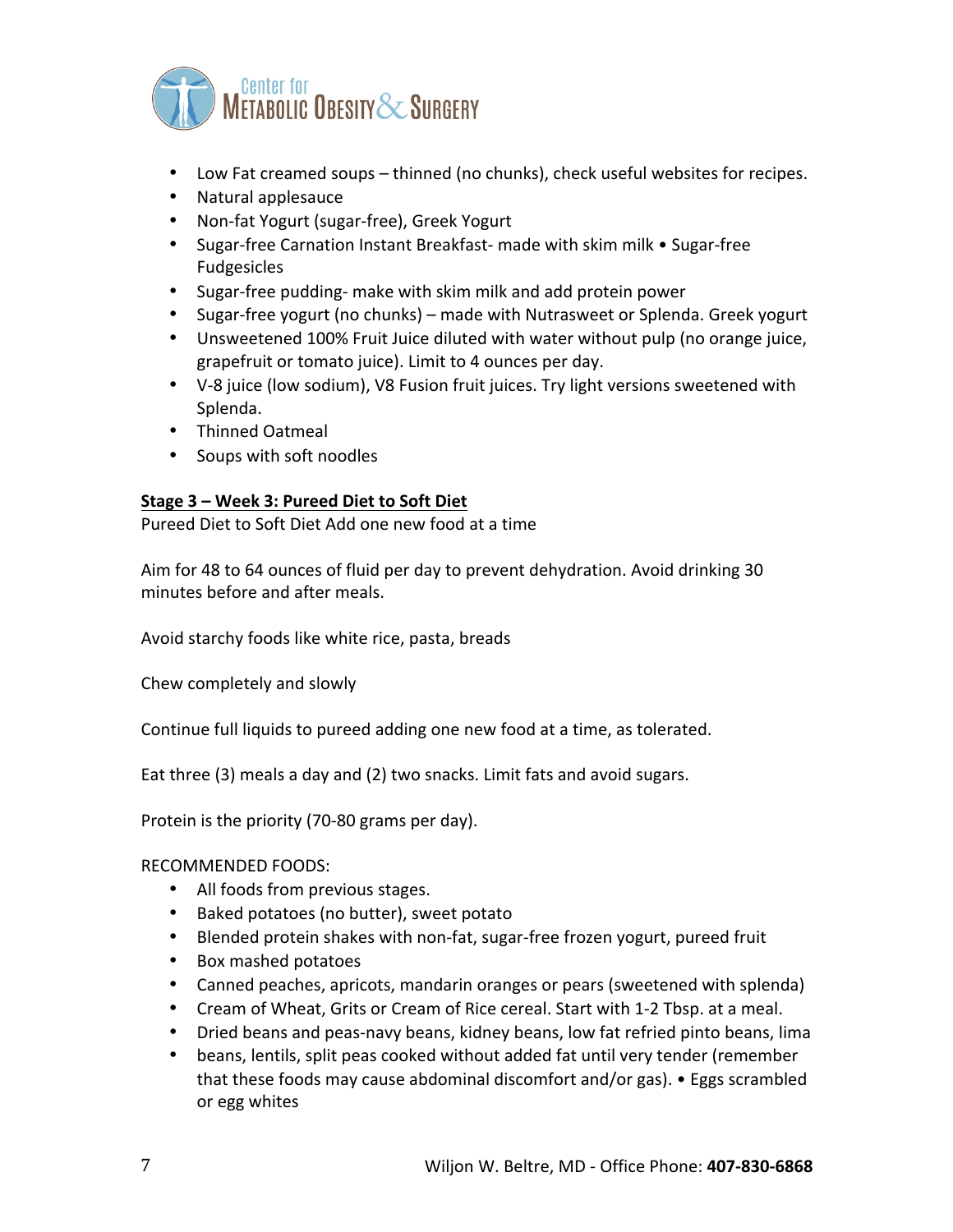- Low Fat creamed soups – thinned (no chunks), check useful websites for recipes.
- Natural applesauce
- Non-fat Yogurt (sugar-free), Greek Yogurt
- Sugar-free Carnation Instant Breakfast- made with skim milk • Sugar-free Fudgesicles
- Sugar-free pudding- make with skim milk and add protein power
- Sugar-free yogurt (no chunks) – made with Nutrasweet or Splenda. Greek yogurt
- Unsweetened 100% Fruit Juice diluted with water without pulp (no orange juice, grapefruit or tomato juice). Limit to 4 ounces per day.
- V-8 juice (low sodium), V8 Fusion fruit juices. Try light versions sweetened with Splenda.
- Thinned Oatmeal
- Soups with soft noodles

**Stage 3 – Week 3: Pureed Diet to Soft Diet**

Pureed Diet to Soft Diet Add one new food at a time

Aim for 48 to 64 ounces of fluid per day to prevent dehydration. Avoid drinking 30 minutes before and after meals.

Avoid starchy foods like white rice, pasta, breads

Chew completely and slowly

Continue full liquids to pureed adding one new food at a time, as tolerated.

Eat three (3) meals a day and (2) two snacks. Limit fats and avoid sugars.

Protein is the priority (70-80 grams per day).

RECOMMENDED FOODS:

- All foods from previous stages.
- Baked potatoes (no butter), sweet potato
- Blended protein shakes with non-fat, sugar-free frozen yogurt, pureed fruit
- Box mashed potatoes
- Canned peaches, apricots, mandarin oranges or pears (sweetened with splenda)
- Cream of Wheat, Grits or Cream of Rice cereal. Start with 1-2 Tbsp. at a meal.
- Dried beans and peas-navy beans, kidney beans, low fat refried pinto beans, lima
- beans, lentils, split peas cooked without added fat until very tender (remember that these foods may cause abdominal discomfort and/or gas). • Eggs scrambled or egg whites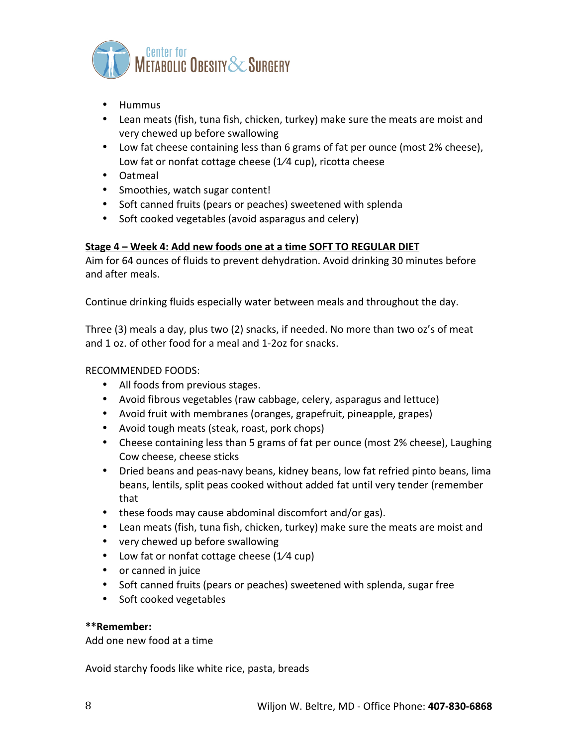- Hummus
- Lean meats (fish, tuna fish, chicken, turkey) make sure the meats are moist and very chewed up before swallowing
- Low fat cheese containing less than 6 grams of fat per ounce (most 2% cheese), Low fat or nonfat cottage cheese (1⁄4 cup), ricotta cheese
- Oatmeal
- Smoothies, watch sugar content!
- Soft canned fruits (pears or peaches) sweetened with splenda
- Soft cooked vegetables (avoid asparagus and celery)

**Stage 4 – Week 4: Add new foods one at a time SOFT TO REGULAR DIET**

Aim for 64 ounces of fluids to prevent dehydration. Avoid drinking 30 minutes before and after meals.

Continue drinking fluids especially water between meals and throughout the day.

Three (3) meals a day, plus two (2) snacks, if needed. No more than two oz's of meat and 1 oz. of other food for a meal and 1-2oz for snacks.

RECOMMENDED FOODS:

- All foods from previous stages.
- Avoid fibrous vegetables (raw cabbage, celery, asparagus and lettuce)
- Avoid fruit with membranes (oranges, grapefruit, pineapple, grapes)
- Avoid tough meats (steak, roast, pork chops)
- Cheese containing less than 5 grams of fat per ounce (most 2% cheese), Laughing Cow cheese, cheese sticks
- Dried beans and peas-navy beans, kidney beans, low fat refried pinto beans, lima beans, lentils, split peas cooked without added fat until very tender (remember that
- these foods may cause abdominal discomfort and/or gas).
- Lean meats (fish, tuna fish, chicken, turkey) make sure the meats are moist and
- very chewed up before swallowing
- Low fat or nonfat cottage cheese (1⁄4 cup)
- or canned in juice
- Soft canned fruits (pears or peaches) sweetened with splenda, sugar free
- Soft cooked vegetables

****Remember:**

Add one new food at a time

Avoid starchy foods like white rice, pasta, breads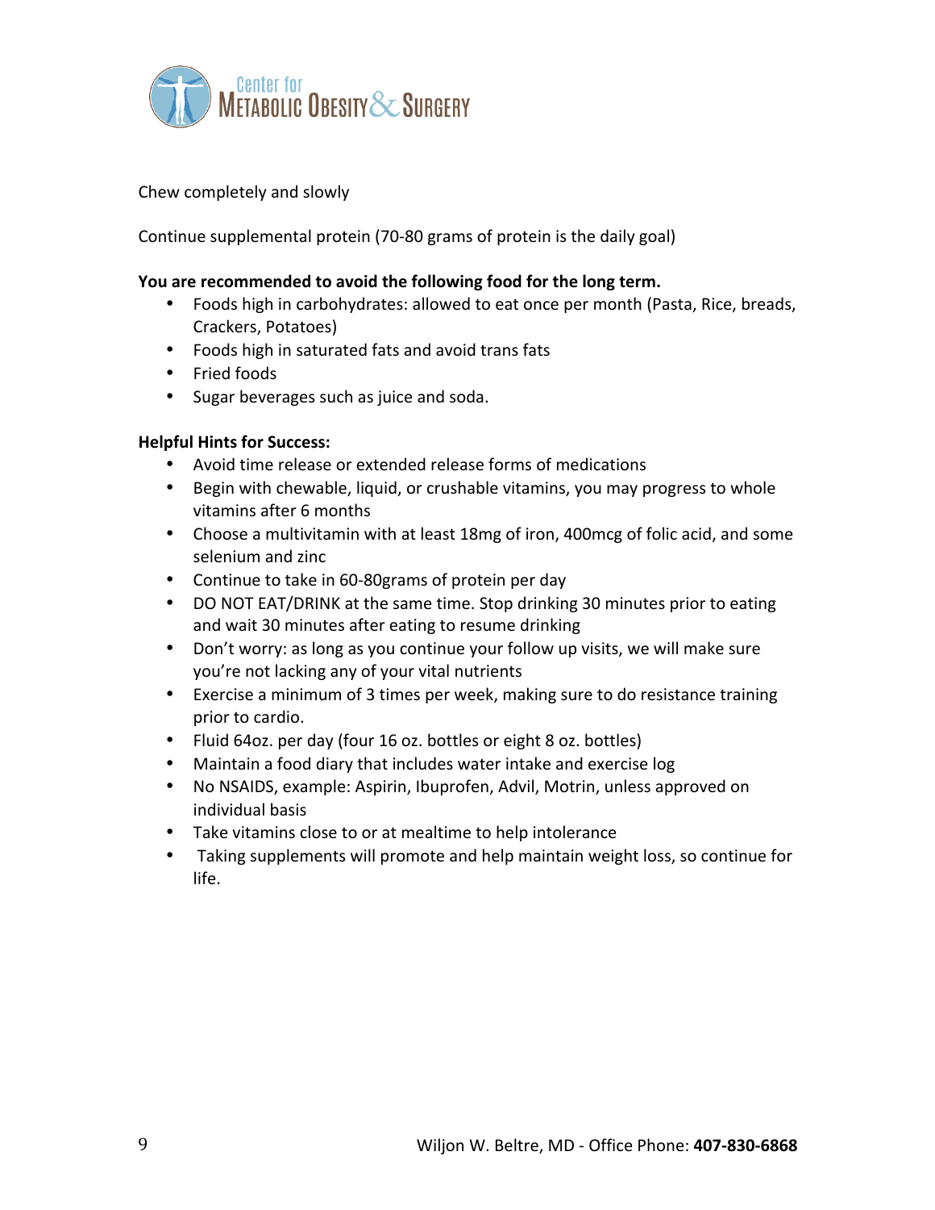Chew completely and slowly

Continue supplemental protein (70-80 grams of protein is the daily goal)

**You are recommended to avoid the following food for the long term.**

- Foods high in carbohydrates: allowed to eat once per month (Pasta, Rice, breads, Crackers, Potatoes)
- Foods high in saturated fats and avoid trans fats
- Fried foods
- Sugar beverages such as juice and soda.

**Helpful Hints for Success:**

- Avoid time release or extended release forms of medications
- Begin with chewable, liquid, or crushable vitamins, you may progress to whole vitamins after 6 months
- Choose a multivitamin with at least 18mg of iron, 400mcg of folic acid, and some selenium and zinc
- Continue to take in 60-80grams of protein per day
- DO NOT EAT/DRINK at the same time. Stop drinking 30 minutes prior to eating and wait 30 minutes after eating to resume drinking
- Don't worry: as long as you continue your follow up visits, we will make sure you're not lacking any of your vital nutrients
- Exercise a minimum of 3 times per week, making sure to do resistance training prior to cardio.
- Fluid 64oz. per day (four 16 oz. bottles or eight 8 oz. bottles)
- Maintain a food diary that includes water intake and exercise log
- No NSAIDS, example: Aspirin, Ibuprofen, Advil, Motrin, unless approved on individual basis
- Take vitamins close to or at mealtime to help intolerance
- Taking supplements will promote and help maintain weight loss, so continue for life.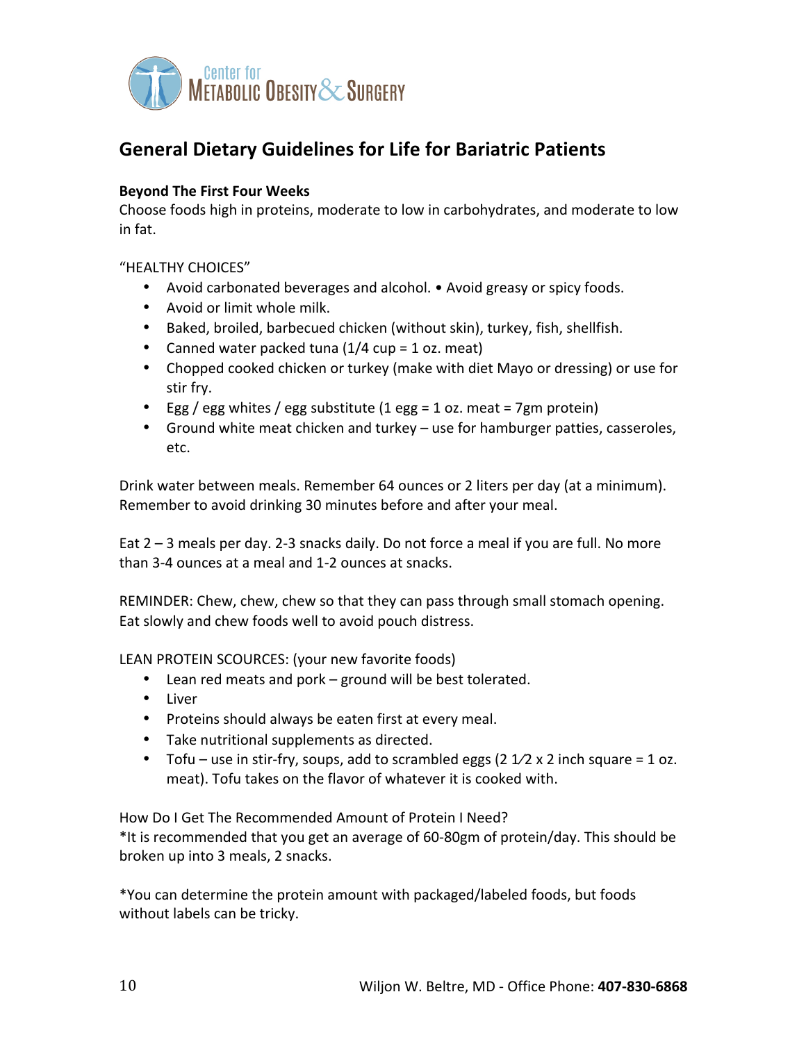Center for Metabolic Obesity & Surgery

# General Dietary Guidelines for Life for Bariatric Patients

**Beyond The First Four Weeks**
Choose foods high in proteins, moderate to low in carbohydrates, and moderate to low in fat.

"HEALTHY CHOICES"

- Avoid carbonated beverages and alcohol. • Avoid greasy or spicy foods.
- Avoid or limit whole milk.
- Baked, broiled, barbecued chicken (without skin), turkey, fish, shellfish.
- Canned water packed tuna (1/4 cup = 1 oz. meat)
- Chopped cooked chicken or turkey (make with diet Mayo or dressing) or use for stir fry.
- Egg / egg whites / egg substitute (1 egg = 1 oz. meat = 7gm protein)
- Ground white meat chicken and turkey – use for hamburger patties, casseroles, etc.

Drink water between meals. Remember 64 ounces or 2 liters per day (at a minimum). Remember to avoid drinking 30 minutes before and after your meal.

Eat 2 – 3 meals per day. 2-3 snacks daily. Do not force a meal if you are full. No more than 3-4 ounces at a meal and 1-2 ounces at snacks.

REMINDER: Chew, chew, chew so that they can pass through small stomach opening. Eat slowly and chew foods well to avoid pouch distress.

LEAN PROTEIN SCOURCES: (your new favorite foods)

- Lean red meats and pork – ground will be best tolerated.
- Liver
- Proteins should always be eaten first at every meal.
- Take nutritional supplements as directed.
- Tofu – use in stir-fry, soups, add to scrambled eggs (2 1⁄2 x 2 inch square = 1 oz. meat). Tofu takes on the flavor of whatever it is cooked with.

How Do I Get The Recommended Amount of Protein I Need?
*It is recommended that you get an average of 60-80gm of protein/day. This should be broken up into 3 meals, 2 snacks.

*You can determine the protein amount with packaged/labeled foods, but foods without labels can be tricky.

Wiljon W. Beltre, MD - Office Phone: **407-830-6868**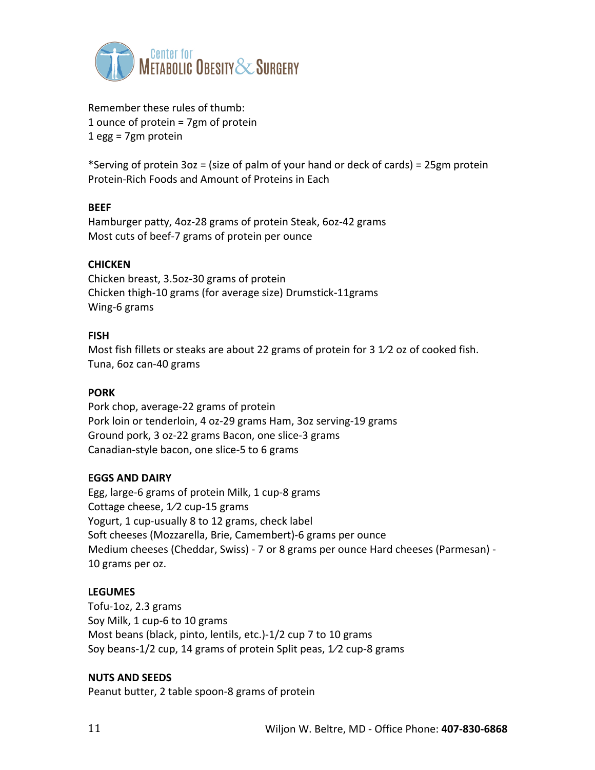Remember these rules of thumb:
1 ounce of protein = 7gm of protein
1 egg = 7gm protein

*Serving of protein 3oz = (size of palm of your hand or deck of cards) = 25gm protein
Protein-Rich Foods and Amount of Proteins in Each

**BEEF**
Hamburger patty, 4oz-28 grams of protein Steak, 6oz-42 grams
Most cuts of beef-7 grams of protein per ounce

**CHICKEN**
Chicken breast, 3.5oz-30 grams of protein
Chicken thigh-10 grams (for average size) Drumstick-11grams
Wing-6 grams

**FISH**
Most fish fillets or steaks are about 22 grams of protein for 3 1⁄2 oz of cooked fish.
Tuna, 6oz can-40 grams

**PORK**
Pork chop, average-22 grams of protein
Pork loin or tenderloin, 4 oz-29 grams Ham, 3oz serving-19 grams
Ground pork, 3 oz-22 grams Bacon, one slice-3 grams
Canadian-style bacon, one slice-5 to 6 grams

**EGGS AND DAIRY**
Egg, large-6 grams of protein Milk, 1 cup-8 grams
Cottage cheese, 1⁄2 cup-15 grams
Yogurt, 1 cup-usually 8 to 12 grams, check label
Soft cheeses (Mozzarella, Brie, Camembert)-6 grams per ounce
Medium cheeses (Cheddar, Swiss) - 7 or 8 grams per ounce Hard cheeses (Parmesan) - 10 grams per oz.

**LEGUMES**
Tofu-1oz, 2.3 grams
Soy Milk, 1 cup-6 to 10 grams
Most beans (black, pinto, lentils, etc.)-1/2 cup 7 to 10 grams
Soy beans-1/2 cup, 14 grams of protein Split peas, 1⁄2 cup-8 grams

**NUTS AND SEEDS**
Peanut butter, 2 table spoon-8 grams of protein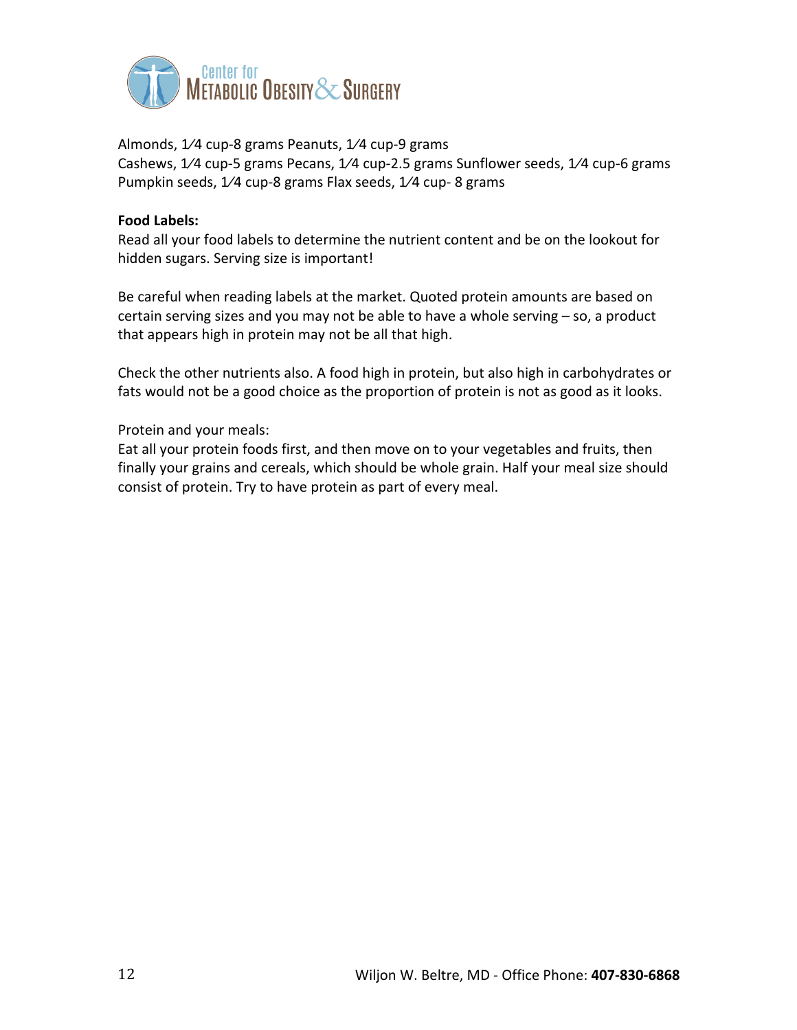Almonds, 1⁄4 cup-8 grams Peanuts, 1⁄4 cup-9 grams
Cashews, 1⁄4 cup-5 grams Pecans, 1⁄4 cup-2.5 grams Sunflower seeds, 1⁄4 cup-6 grams
Pumpkin seeds, 1⁄4 cup-8 grams Flax seeds, 1⁄4 cup- 8 grams

**Food Labels:**
Read all your food labels to determine the nutrient content and be on the lookout for hidden sugars. Serving size is important!

Be careful when reading labels at the market. Quoted protein amounts are based on certain serving sizes and you may not be able to have a whole serving – so, a product that appears high in protein may not be all that high.

Check the other nutrients also. A food high in protein, but also high in carbohydrates or fats would not be a good choice as the proportion of protein is not as good as it looks.

Protein and your meals:
Eat all your protein foods first, and then move on to your vegetables and fruits, then finally your grains and cereals, which should be whole grain. Half your meal size should consist of protein. Try to have protein as part of every meal.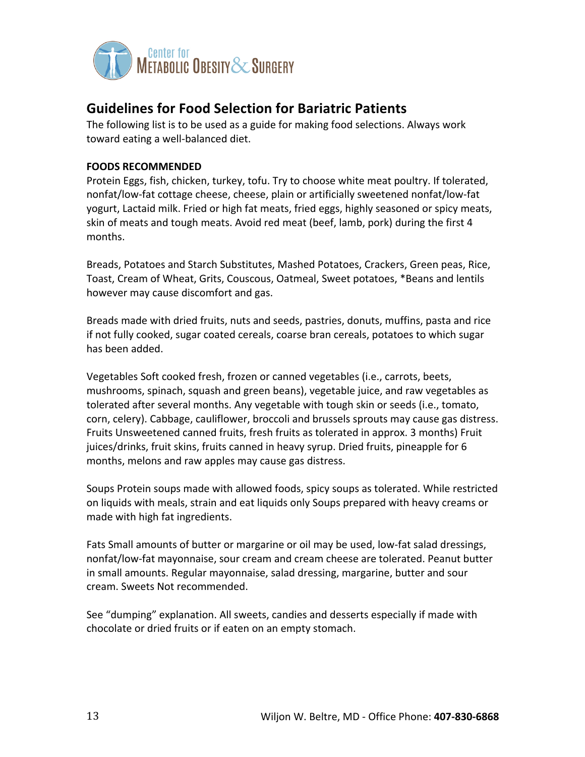## Guidelines for Food Selection for Bariatric Patients

The following list is to be used as a guide for making food selections. Always work toward eating a well-balanced diet.

**FOODS RECOMMENDED**

Protein Eggs, fish, chicken, turkey, tofu. Try to choose white meat poultry. If tolerated, nonfat/low-fat cottage cheese, cheese, plain or artificially sweetened nonfat/low-fat yogurt, Lactaid milk. Fried or high fat meats, fried eggs, highly seasoned or spicy meats, skin of meats and tough meats. Avoid red meat (beef, lamb, pork) during the first 4 months.

Breads, Potatoes and Starch Substitutes, Mashed Potatoes, Crackers, Green peas, Rice, Toast, Cream of Wheat, Grits, Couscous, Oatmeal, Sweet potatoes, *Beans and lentils however may cause discomfort and gas.

Breads made with dried fruits, nuts and seeds, pastries, donuts, muffins, pasta and rice if not fully cooked, sugar coated cereals, coarse bran cereals, potatoes to which sugar has been added.

Vegetables Soft cooked fresh, frozen or canned vegetables (i.e., carrots, beets, mushrooms, spinach, squash and green beans), vegetable juice, and raw vegetables as tolerated after several months. Any vegetable with tough skin or seeds (i.e., tomato, corn, celery). Cabbage, cauliflower, broccoli and brussels sprouts may cause gas distress. Fruits Unsweetened canned fruits, fresh fruits as tolerated in approx. 3 months) Fruit juices/drinks, fruit skins, fruits canned in heavy syrup. Dried fruits, pineapple for 6 months, melons and raw apples may cause gas distress.

Soups Protein soups made with allowed foods, spicy soups as tolerated. While restricted on liquids with meals, strain and eat liquids only Soups prepared with heavy creams or made with high fat ingredients.

Fats Small amounts of butter or margarine or oil may be used, low-fat salad dressings, nonfat/low-fat mayonnaise, sour cream and cream cheese are tolerated. Peanut butter in small amounts. Regular mayonnaise, salad dressing, margarine, butter and sour cream. Sweets Not recommended.

See "dumping" explanation. All sweets, candies and desserts especially if made with chocolate or dried fruits or if eaten on an empty stomach.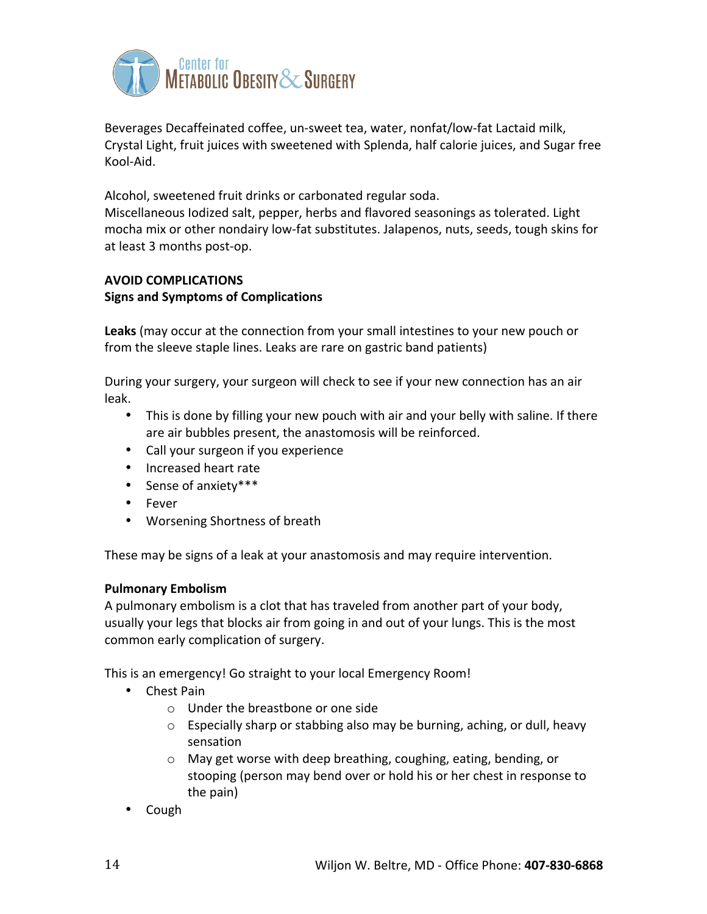Beverages Decaffeinated coffee, un-sweet tea, water, nonfat/low-fat Lactaid milk, Crystal Light, fruit juices with sweetened with Splenda, half calorie juices, and Sugar free Kool-Aid.

Alcohol, sweetened fruit drinks or carbonated regular soda.
Miscellaneous Iodized salt, pepper, herbs and flavored seasonings as tolerated. Light mocha mix or other nondairy low-fat substitutes. Jalapenos, nuts, seeds, tough skins for at least 3 months post-op.

**AVOID COMPLICATIONS**
**Signs and Symptoms of Complications**

**Leaks** (may occur at the connection from your small intestines to your new pouch or from the sleeve staple lines. Leaks are rare on gastric band patients)

During your surgery, your surgeon will check to see if your new connection has an air leak.

- This is done by filling your new pouch with air and your belly with saline. If there are air bubbles present, the anastomosis will be reinforced.
- Call your surgeon if you experience
- Increased heart rate
- Sense of anxiety***
- Fever
- Worsening Shortness of breath

These may be signs of a leak at your anastomosis and may require intervention.

**Pulmonary Embolism**
A pulmonary embolism is a clot that has traveled from another part of your body, usually your legs that blocks air from going in and out of your lungs. This is the most common early complication of surgery.

This is an emergency! Go straight to your local Emergency Room!

- Chest Pain
  - Under the breastbone or one side
  - Especially sharp or stabbing also may be burning, aching, or dull, heavy sensation
  - May get worse with deep breathing, coughing, eating, bending, or stooping (person may bend over or hold his or her chest in response to the pain)
- Cough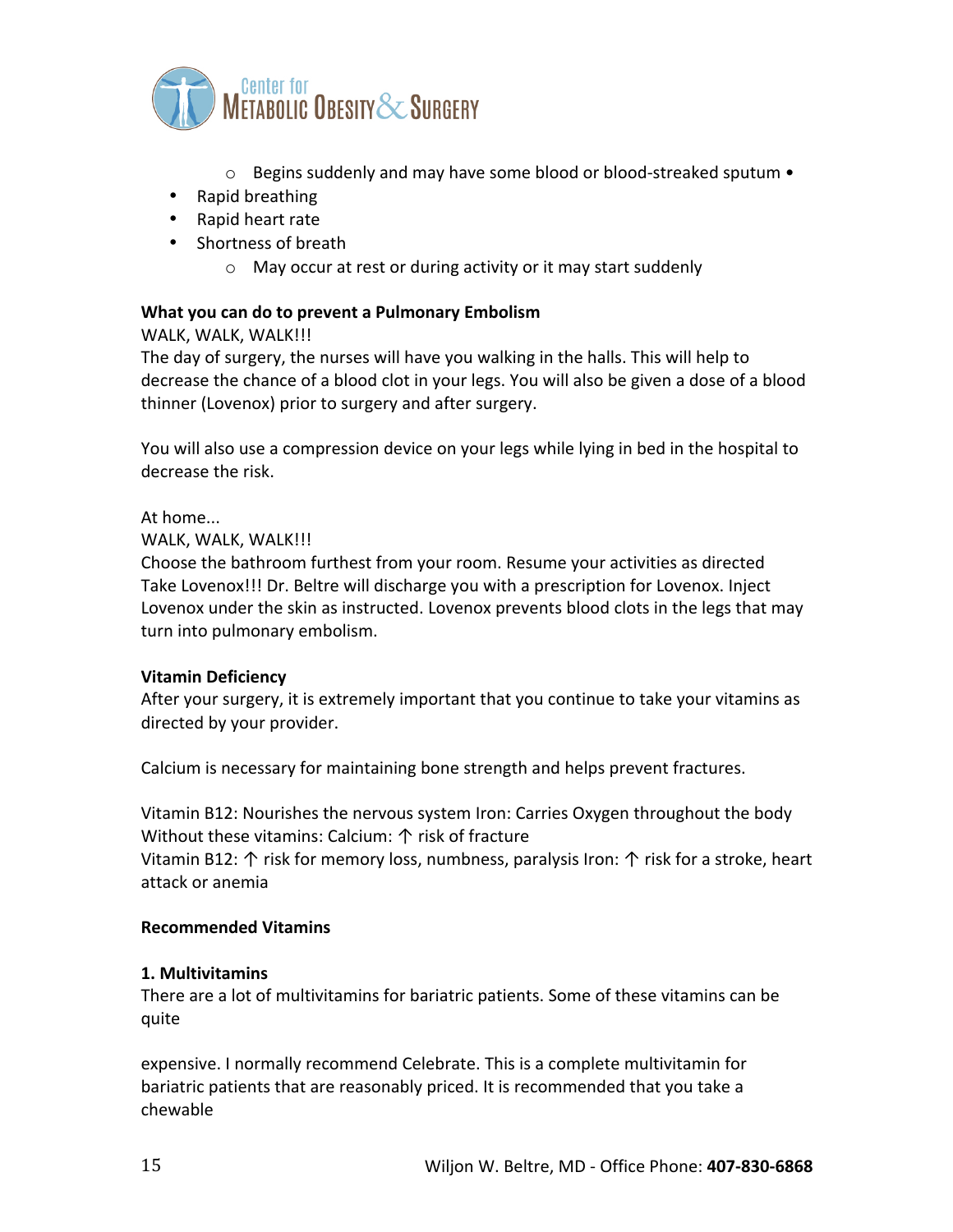- Begins suddenly and may have some blood or blood-streaked sputum •

- Rapid breathing
- Rapid heart rate
- Shortness of breath
    - May occur at rest or during activity or it may start suddenly

**What you can do to prevent a Pulmonary Embolism**

WALK, WALK, WALK!!!

The day of surgery, the nurses will have you walking in the halls. This will help to decrease the chance of a blood clot in your legs. You will also be given a dose of a blood thinner (Lovenox) prior to surgery and after surgery.

You will also use a compression device on your legs while lying in bed in the hospital to decrease the risk.

At home...

WALK, WALK, WALK!!!

Choose the bathroom furthest from your room. Resume your activities as directed Take Lovenox!!! Dr. Beltre will discharge you with a prescription for Lovenox. Inject Lovenox under the skin as instructed. Lovenox prevents blood clots in the legs that may turn into pulmonary embolism.

**Vitamin Deficiency**

After your surgery, it is extremely important that you continue to take your vitamins as directed by your provider.

Calcium is necessary for maintaining bone strength and helps prevent fractures.

Vitamin B12: Nourishes the nervous system Iron: Carries Oxygen throughout the body Without these vitamins: Calcium: ↑ risk of fracture

Vitamin B12: ↑ risk for memory loss, numbness, paralysis Iron: ↑ risk for a stroke, heart attack or anemia

**Recommended Vitamins**

**1. Multivitamins**

There are a lot of multivitamins for bariatric patients. Some of these vitamins can be quite

expensive. I normally recommend Celebrate. This is a complete multivitamin for bariatric patients that are reasonably priced. It is recommended that you take a chewable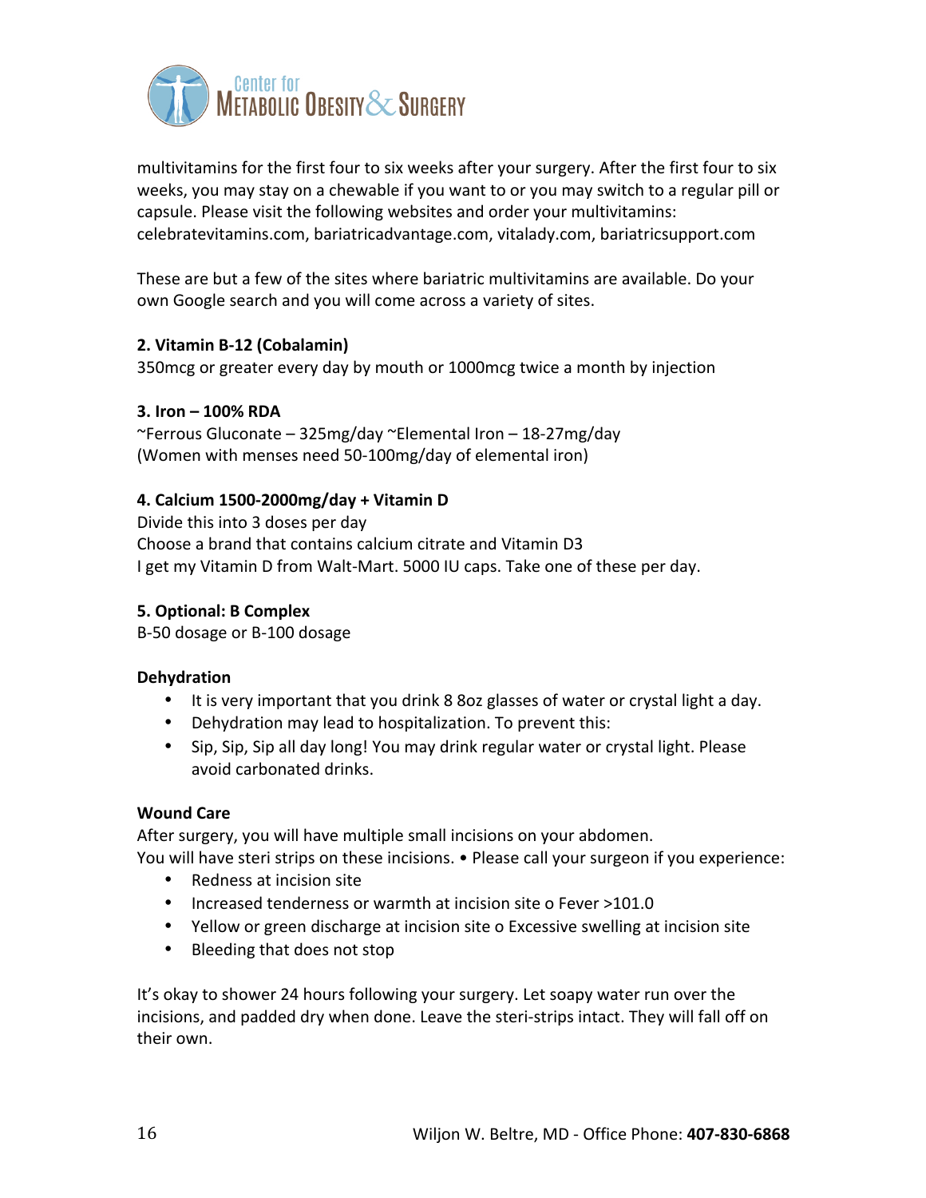multivitamins for the first four to six weeks after your surgery. After the first four to six weeks, you may stay on a chewable if you want to or you may switch to a regular pill or capsule. Please visit the following websites and order your multivitamins: celebratevitamins.com, bariatricadvantage.com, vitalady.com, bariatricsupport.com

These are but a few of the sites where bariatric multivitamins are available. Do your own Google search and you will come across a variety of sites.

**2. Vitamin B-12 (Cobalamin)**
350mcg or greater every day by mouth or 1000mcg twice a month by injection

**3. Iron – 100% RDA**
~Ferrous Gluconate – 325mg/day ~Elemental Iron – 18-27mg/day
(Women with menses need 50-100mg/day of elemental iron)

**4. Calcium 1500-2000mg/day + Vitamin D**
Divide this into 3 doses per day
Choose a brand that contains calcium citrate and Vitamin D3
I get my Vitamin D from Walt-Mart. 5000 IU caps. Take one of these per day.

**5. Optional: B Complex**
B-50 dosage or B-100 dosage

**Dehydration**

- It is very important that you drink 8 8oz glasses of water or crystal light a day.
- Dehydration may lead to hospitalization. To prevent this:
- Sip, Sip, Sip all day long! You may drink regular water or crystal light. Please avoid carbonated drinks.

**Wound Care**
After surgery, you will have multiple small incisions on your abdomen.
You will have steri strips on these incisions. • Please call your surgeon if you experience:

- Redness at incision site
- Increased tenderness or warmth at incision site o Fever >101.0
- Yellow or green discharge at incision site o Excessive swelling at incision site
- Bleeding that does not stop

It's okay to shower 24 hours following your surgery. Let soapy water run over the incisions, and padded dry when done. Leave the steri-strips intact. They will fall off on their own.